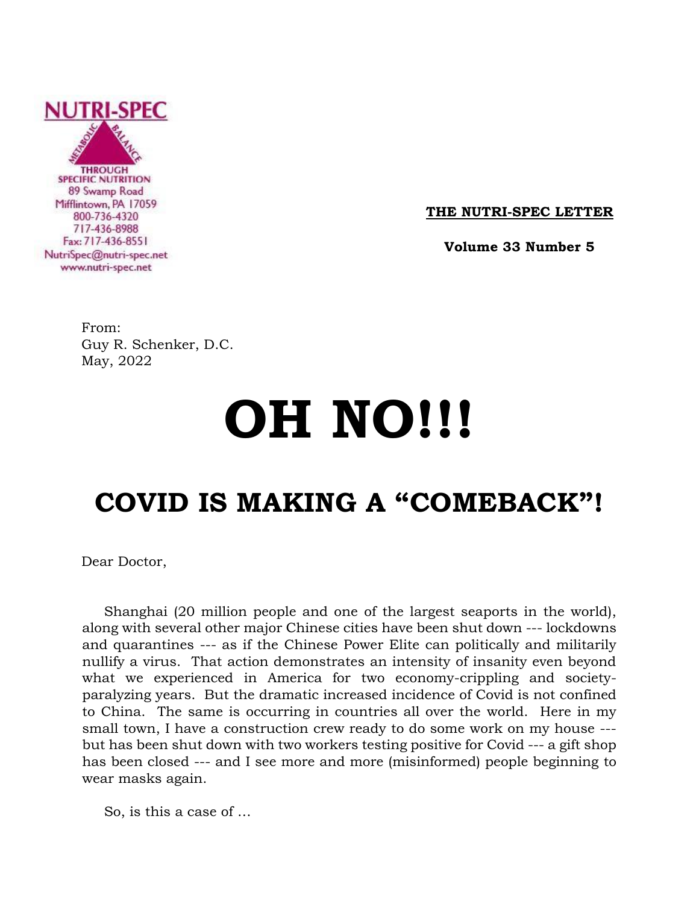NUTRI-SPEC

METABOLIC BALANCE THROUGH SPECIFIC NUTRITION
89 Swamp Road
Mifflintown, PA 17059
800-736-4320
717-436-8988
Fax: 717-436-8551
NutriSpec@nutri-spec.net
www.nutri-spec.net

**THE NUTRI-SPEC LETTER**

**Volume 33 Number 5**

From:
Guy R. Schenker, D.C.
May, 2022

# OH NO!!!

## COVID IS MAKING A "COMEBACK"!

Dear Doctor,

Shanghai (20 million people and one of the largest seaports in the world), along with several other major Chinese cities have been shut down --- lockdowns and quarantines --- as if the Chinese Power Elite can politically and militarily nullify a virus. That action demonstrates an intensity of insanity even beyond what we experienced in America for two economy-crippling and society-paralyzing years. But the dramatic increased incidence of Covid is not confined to China. The same is occurring in countries all over the world. Here in my small town, I have a construction crew ready to do some work on my house --- but has been shut down with two workers testing positive for Covid --- a gift shop has been closed --- and I see more and more (misinformed) people beginning to wear masks again.

So, is this a case of ...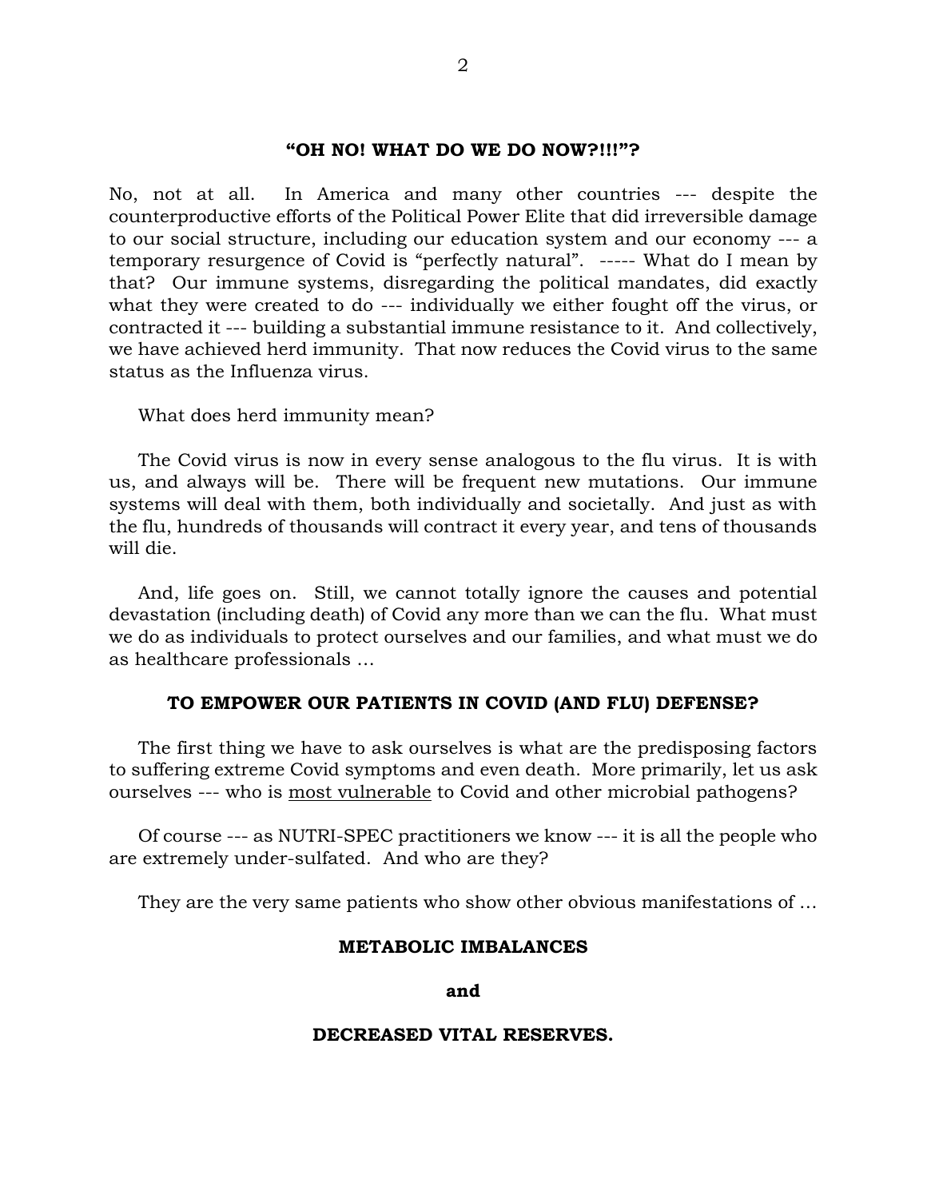**"OH NO! WHAT DO WE DO NOW?!!!"?**

No, not at all. In America and many other countries --- despite the counterproductive efforts of the Political Power Elite that did irreversible damage to our social structure, including our education system and our economy --- a temporary resurgence of Covid is "perfectly natural". ----- What do I mean by that? Our immune systems, disregarding the political mandates, did exactly what they were created to do --- individually we either fought off the virus, or contracted it --- building a substantial immune resistance to it. And collectively, we have achieved herd immunity. That now reduces the Covid virus to the same status as the Influenza virus.

What does herd immunity mean?

The Covid virus is now in every sense analogous to the flu virus. It is with us, and always will be. There will be frequent new mutations. Our immune systems will deal with them, both individually and societally. And just as with the flu, hundreds of thousands will contract it every year, and tens of thousands will die.

And, life goes on. Still, we cannot totally ignore the causes and potential devastation (including death) of Covid any more than we can the flu. What must we do as individuals to protect ourselves and our families, and what must we do as healthcare professionals …

**TO EMPOWER OUR PATIENTS IN COVID (AND FLU) DEFENSE?**

The first thing we have to ask ourselves is what are the predisposing factors to suffering extreme Covid symptoms and even death. More primarily, let us ask ourselves --- who is <u>most vulnerable</u> to Covid and other microbial pathogens?

Of course --- as NUTRI-SPEC practitioners we know --- it is all the people who are extremely under-sulfated. And who are they?

They are the very same patients who show other obvious manifestations of …

**METABOLIC IMBALANCES**

**and**

**DECREASED VITAL RESERVES.**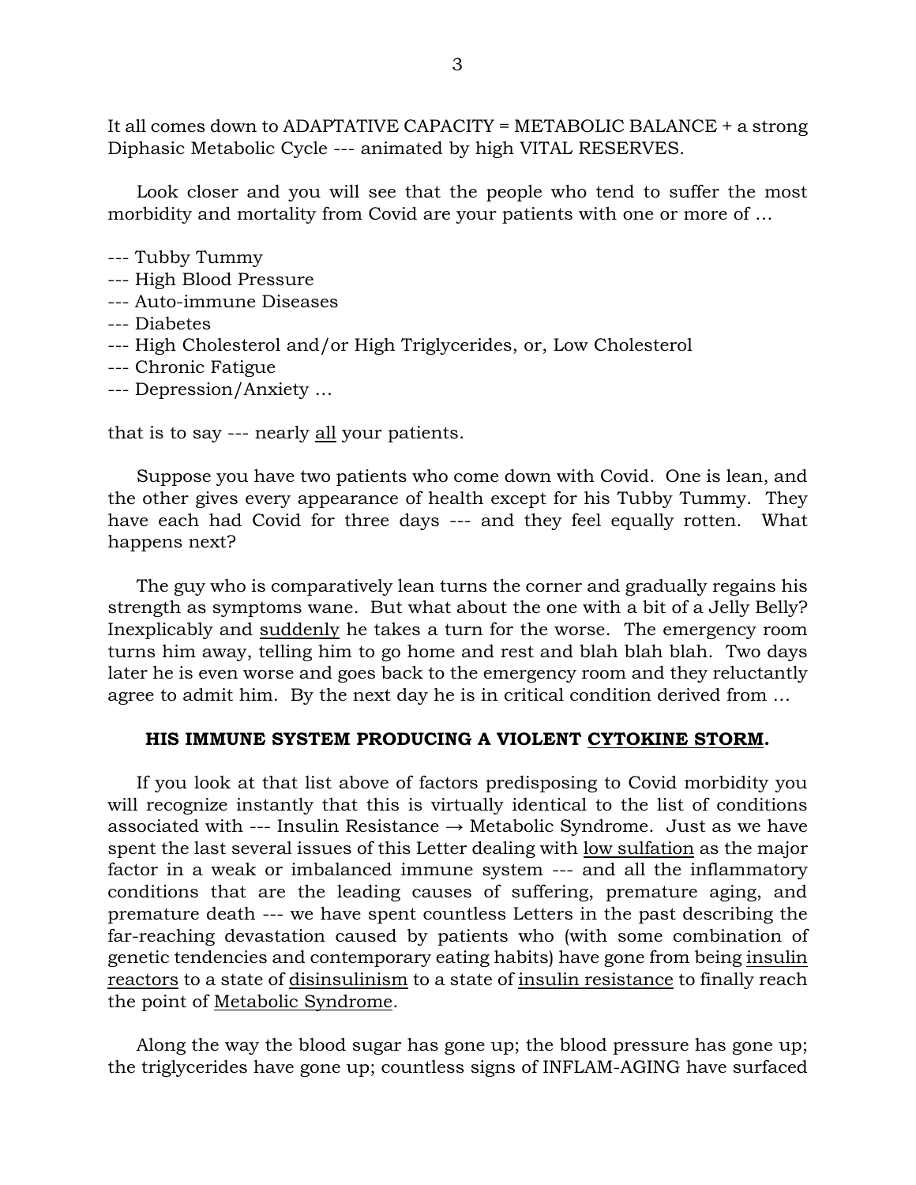It all comes down to ADAPTATIVE CAPACITY = METABOLIC BALANCE + a strong Diphasic Metabolic Cycle --- animated by high VITAL RESERVES.

Look closer and you will see that the people who tend to suffer the most morbidity and mortality from Covid are your patients with one or more of …

--- Tubby Tummy
--- High Blood Pressure
--- Auto-immune Diseases
--- Diabetes
--- High Cholesterol and/or High Triglycerides, or, Low Cholesterol
--- Chronic Fatigue
--- Depression/Anxiety …

that is to say --- nearly <u>all</u> your patients.

Suppose you have two patients who come down with Covid. One is lean, and the other gives every appearance of health except for his Tubby Tummy. They have each had Covid for three days --- and they feel equally rotten. What happens next?

The guy who is comparatively lean turns the corner and gradually regains his strength as symptoms wane. But what about the one with a bit of a Jelly Belly? Inexplicably and <u>suddenly</u> he takes a turn for the worse. The emergency room turns him away, telling him to go home and rest and blah blah blah. Two days later he is even worse and goes back to the emergency room and they reluctantly agree to admit him. By the next day he is in critical condition derived from …

**HIS IMMUNE SYSTEM PRODUCING A VIOLENT <u>CYTOKINE STORM</u>.**

If you look at that list above of factors predisposing to Covid morbidity you will recognize instantly that this is virtually identical to the list of conditions associated with --- Insulin Resistance → Metabolic Syndrome. Just as we have spent the last several issues of this Letter dealing with <u>low sulfation</u> as the major factor in a weak or imbalanced immune system --- and all the inflammatory conditions that are the leading causes of suffering, premature aging, and premature death --- we have spent countless Letters in the past describing the far-reaching devastation caused by patients who (with some combination of genetic tendencies and contemporary eating habits) have gone from being <u>insulin reactors</u> to a state of <u>disinsulinism</u> to a state of <u>insulin resistance</u> to finally reach the point of <u>Metabolic Syndrome</u>.

Along the way the blood sugar has gone up; the blood pressure has gone up; the triglycerides have gone up; countless signs of INFLAM-AGING have surfaced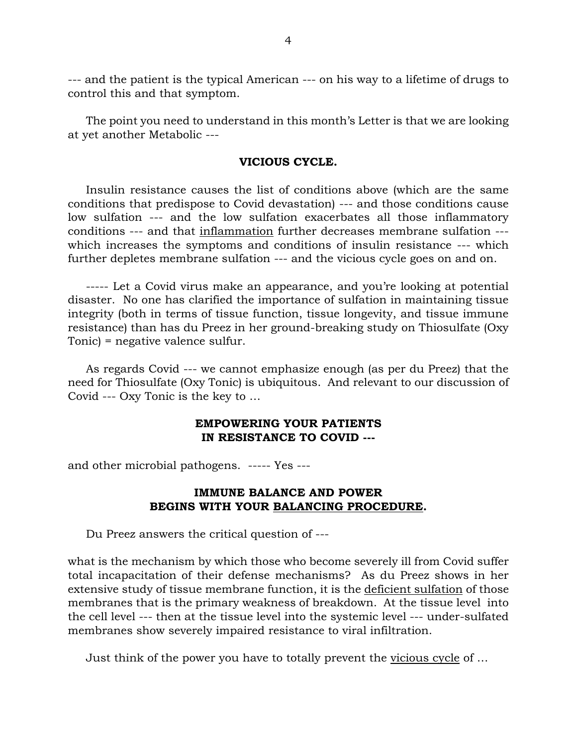--- and the patient is the typical American --- on his way to a lifetime of drugs to control this and that symptom.

The point you need to understand in this month's Letter is that we are looking at yet another Metabolic ---

**VICIOUS CYCLE.**

Insulin resistance causes the list of conditions above (which are the same conditions that predispose to Covid devastation) --- and those conditions cause low sulfation --- and the low sulfation exacerbates all those inflammatory conditions --- and that <u>inflammation</u> further decreases membrane sulfation --- which increases the symptoms and conditions of insulin resistance --- which further depletes membrane sulfation --- and the vicious cycle goes on and on.

----- Let a Covid virus make an appearance, and you're looking at potential disaster. No one has clarified the importance of sulfation in maintaining tissue integrity (both in terms of tissue function, tissue longevity, and tissue immune resistance) than has du Preez in her ground-breaking study on Thiosulfate (Oxy Tonic) = negative valence sulfur.

As regards Covid --- we cannot emphasize enough (as per du Preez) that the need for Thiosulfate (Oxy Tonic) is ubiquitous. And relevant to our discussion of Covid --- Oxy Tonic is the key to …

**EMPOWERING YOUR PATIENTS**
**IN RESISTANCE TO COVID ---**

and other microbial pathogens. ----- Yes ---

**IMMUNE BALANCE AND POWER**
**BEGINS WITH YOUR <u>BALANCING PROCEDURE</u>.**

Du Preez answers the critical question of ---

what is the mechanism by which those who become severely ill from Covid suffer total incapacitation of their defense mechanisms? As du Preez shows in her extensive study of tissue membrane function, it is the <u>deficient sulfation</u> of those membranes that is the primary weakness of breakdown. At the tissue level into the cell level --- then at the tissue level into the systemic level --- under-sulfated membranes show severely impaired resistance to viral infiltration.

Just think of the power you have to totally prevent the <u>vicious cycle</u> of …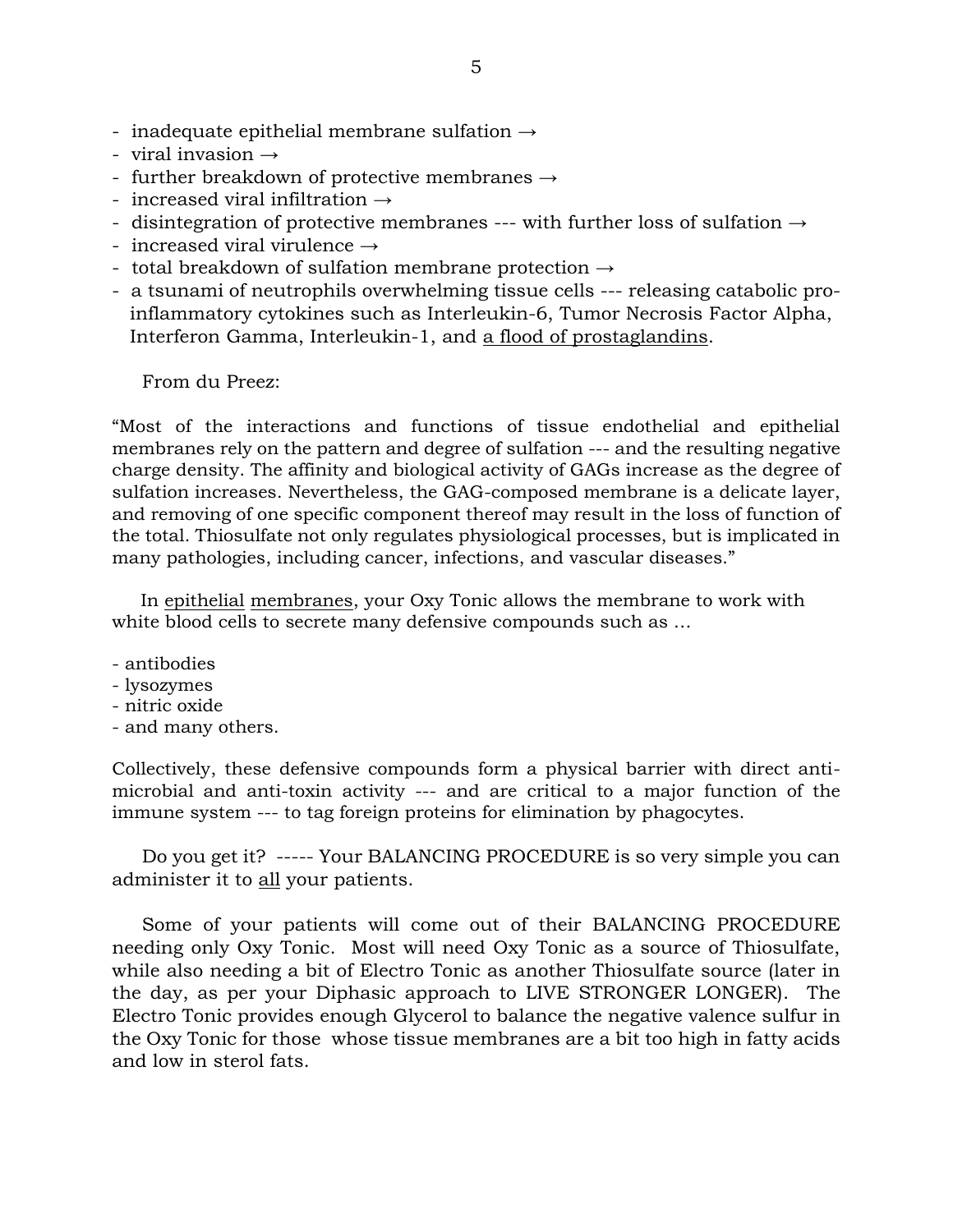- inadequate epithelial membrane sulfation →
- viral invasion →
- further breakdown of protective membranes →
- increased viral infiltration →
- disintegration of protective membranes --- with further loss of sulfation →
- increased viral virulence →
- total breakdown of sulfation membrane protection →
- a tsunami of neutrophils overwhelming tissue cells --- releasing catabolic pro-inflammatory cytokines such as Interleukin-6, Tumor Necrosis Factor Alpha, Interferon Gamma, Interleukin-1, and <u>a flood of prostaglandins</u>.

From du Preez:

"Most of the interactions and functions of tissue endothelial and epithelial membranes rely on the pattern and degree of sulfation --- and the resulting negative charge density. The affinity and biological activity of GAGs increase as the degree of sulfation increases. Nevertheless, the GAG-composed membrane is a delicate layer, and removing of one specific component thereof may result in the loss of function of the total. Thiosulfate not only regulates physiological processes, but is implicated in many pathologies, including cancer, infections, and vascular diseases."

In <u>epithelial</u> <u>membranes</u>, your Oxy Tonic allows the membrane to work with white blood cells to secrete many defensive compounds such as ...

- antibodies
- lysozymes
- nitric oxide
- and many others.

Collectively, these defensive compounds form a physical barrier with direct anti-microbial and anti-toxin activity --- and are critical to a major function of the immune system --- to tag foreign proteins for elimination by phagocytes.

Do you get it? ----- Your BALANCING PROCEDURE is so very simple you can administer it to <u>all</u> your patients.

Some of your patients will come out of their BALANCING PROCEDURE needing only Oxy Tonic. Most will need Oxy Tonic as a source of Thiosulfate, while also needing a bit of Electro Tonic as another Thiosulfate source (later in the day, as per your Diphasic approach to LIVE STRONGER LONGER). The Electro Tonic provides enough Glycerol to balance the negative valence sulfur in the Oxy Tonic for those whose tissue membranes are a bit too high in fatty acids and low in sterol fats.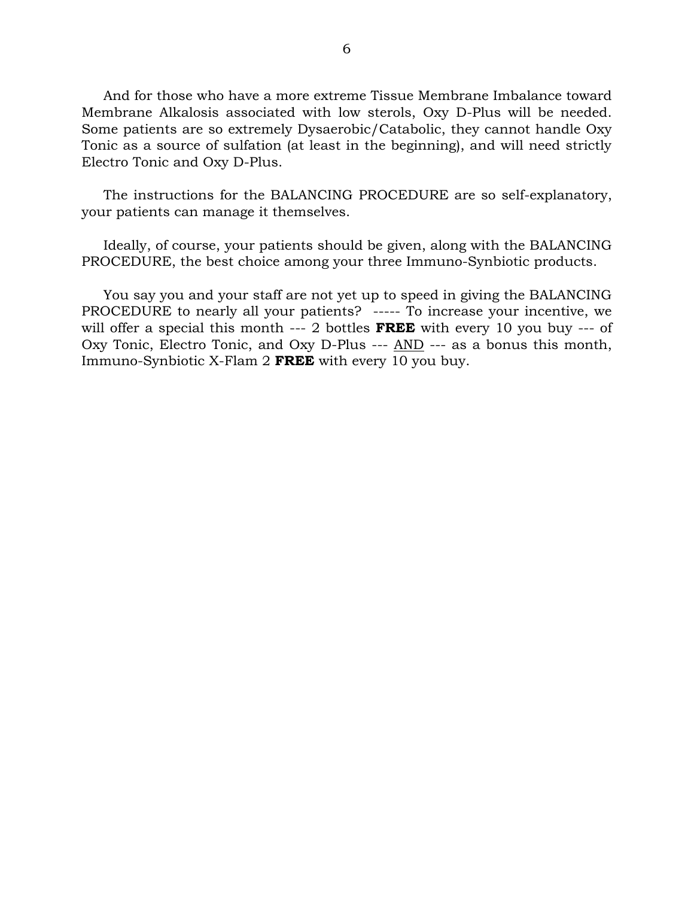And for those who have a more extreme Tissue Membrane Imbalance toward Membrane Alkalosis associated with low sterols, Oxy D-Plus will be needed. Some patients are so extremely Dysaerobic/Catabolic, they cannot handle Oxy Tonic as a source of sulfation (at least in the beginning), and will need strictly Electro Tonic and Oxy D-Plus.

The instructions for the BALANCING PROCEDURE are so self-explanatory, your patients can manage it themselves.

Ideally, of course, your patients should be given, along with the BALANCING PROCEDURE, the best choice among your three Immuno-Synbiotic products.

You say you and your staff are not yet up to speed in giving the BALANCING PROCEDURE to nearly all your patients? ----- To increase your incentive, we will offer a special this month --- 2 bottles **FREE** with every 10 you buy --- of Oxy Tonic, Electro Tonic, and Oxy D-Plus --- <u>AND</u> --- as a bonus this month, Immuno-Synbiotic X-Flam 2 **FREE** with every 10 you buy.